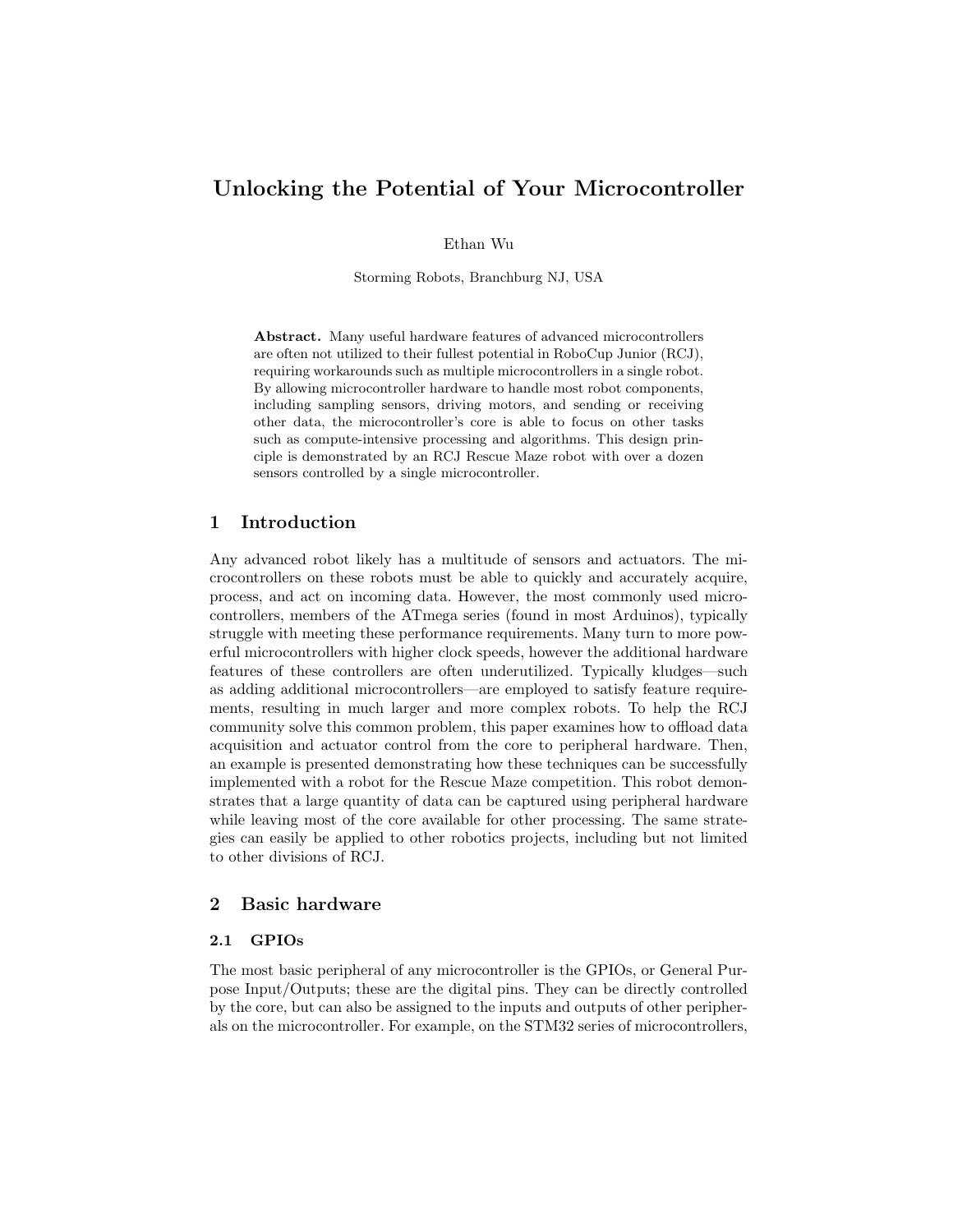# Unlocking the Potential of Your Microcontroller

Ethan Wu

Storming Robots, Branchburg NJ, USA

**Abstract.** Many useful hardware features of advanced microcontrollers are often not utilized to their fullest potential in RoboCup Junior (RCJ), requiring workarounds such as multiple microcontrollers in a single robot. By allowing microcontroller hardware to handle most robot components, including sampling sensors, driving motors, and sending or receiving other data, the microcontroller's core is able to focus on other tasks such as compute-intensive processing and algorithms. This design principle is demonstrated by an RCJ Rescue Maze robot with over a dozen sensors controlled by a single microcontroller.

## 1 Introduction

Any advanced robot likely has a multitude of sensors and actuators. The microcontrollers on these robots must be able to quickly and accurately acquire, process, and act on incoming data. However, the most commonly used microcontrollers, members of the ATmega series (found in most Arduinos), typically struggle with meeting these performance requirements. Many turn to more powerful microcontrollers with higher clock speeds, however the additional hardware features of these controllers are often underutilized. Typically kludges—such as adding additional microcontrollers—are employed to satisfy feature requirements, resulting in much larger and more complex robots. To help the RCJ community solve this common problem, this paper examines how to offload data acquisition and actuator control from the core to peripheral hardware. Then, an example is presented demonstrating how these techniques can be successfully implemented with a robot for the Rescue Maze competition. This robot demonstrates that a large quantity of data can be captured using peripheral hardware while leaving most of the core available for other processing. The same strategies can easily be applied to other robotics projects, including but not limited to other divisions of RCJ.

## 2 Basic hardware

### 2.1 GPIOs

The most basic peripheral of any microcontroller is the GPIOs, or General Purpose Input/Outputs; these are the digital pins. They can be directly controlled by the core, but can also be assigned to the inputs and outputs of other peripherals on the microcontroller. For example, on the STM32 series of microcontrollers,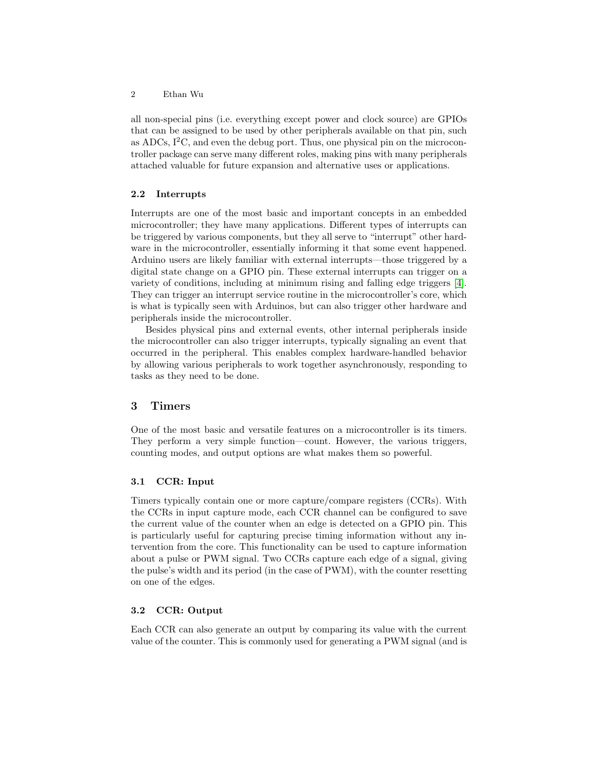all non-special pins (i.e. everything except power and clock source) are GPIOs that can be assigned to be used by other peripherals available on that pin, such as ADCs, $I^2C$, and even the debug port. Thus, one physical pin on the microcontroller package can serve many different roles, making pins with many peripherals attached valuable for future expansion and alternative uses or applications.

### 2.2 Interrupts

Interrupts are one of the most basic and important concepts in an embedded microcontroller; they have many applications. Different types of interrupts can be triggered by various components, but they all serve to "interrupt" other hardware in the microcontroller, essentially informing it that some event happened. Arduino users are likely familiar with external interrupts—those triggered by a digital state change on a GPIO pin. These external interrupts can trigger on a variety of conditions, including at minimum rising and falling edge triggers [4]. They can trigger an interrupt service routine in the microcontroller's core, which is what is typically seen with Arduinos, but can also trigger other hardware and peripherals inside the microcontroller.

Besides physical pins and external events, other internal peripherals inside the microcontroller can also trigger interrupts, typically signaling an event that occurred in the peripheral. This enables complex hardware-handled behavior by allowing various peripherals to work together asynchronously, responding to tasks as they need to be done.

## 3 Timers

One of the most basic and versatile features on a microcontroller is its timers. They perform a very simple function—count. However, the various triggers, counting modes, and output options are what makes them so powerful.

### 3.1 CCR: Input

Timers typically contain one or more capture/compare registers (CCRs). With the CCRs in input capture mode, each CCR channel can be configured to save the current value of the counter when an edge is detected on a GPIO pin. This is particularly useful for capturing precise timing information without any intervention from the core. This functionality can be used to capture information about a pulse or PWM signal. Two CCRs capture each edge of a signal, giving the pulse's width and its period (in the case of PWM), with the counter resetting on one of the edges.

### 3.2 CCR: Output

Each CCR can also generate an output by comparing its value with the current value of the counter. This is commonly used for generating a PWM signal (and is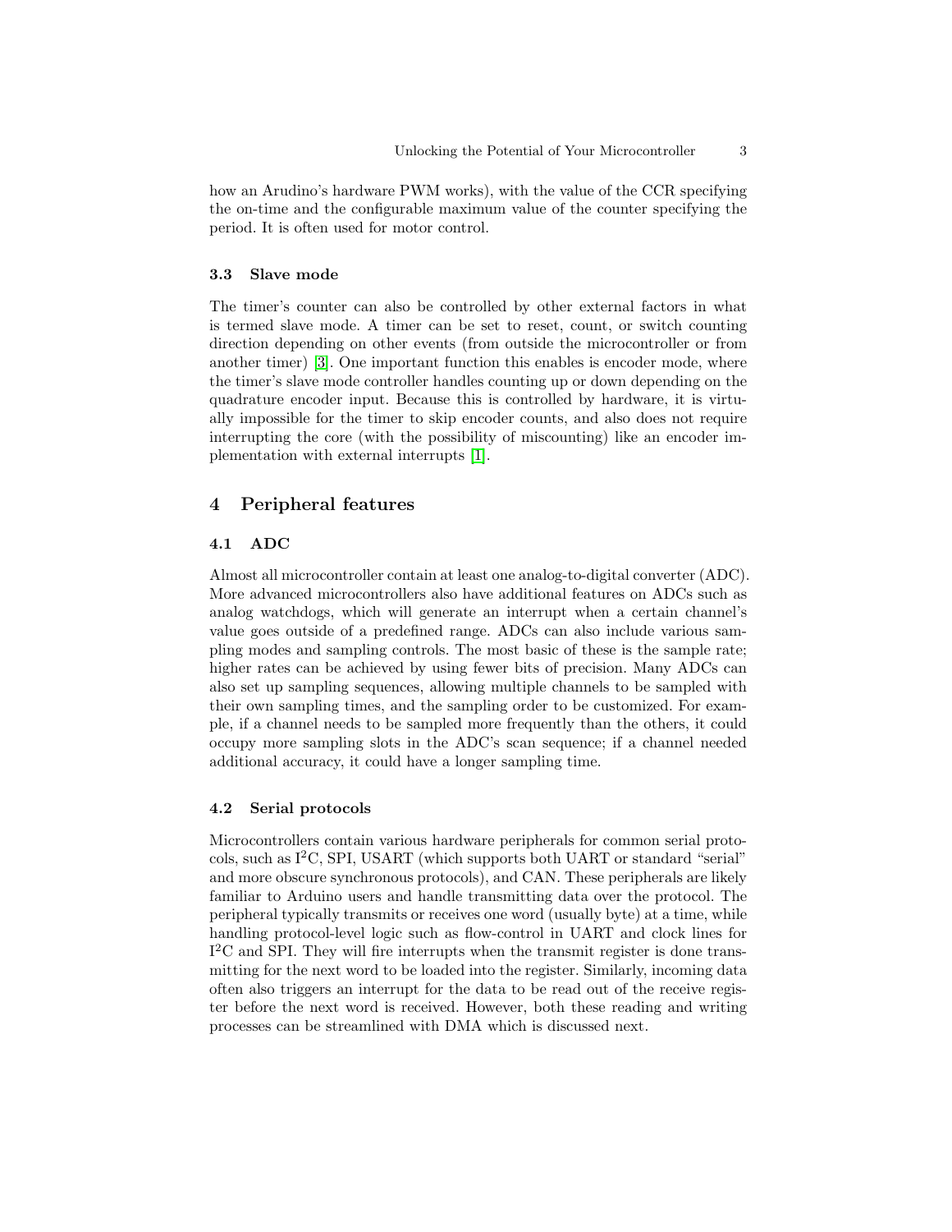how an Arudino's hardware PWM works), with the value of the CCR specifying the on-time and the configurable maximum value of the counter specifying the period. It is often used for motor control.

### 3.3 Slave mode

The timer's counter can also be controlled by other external factors in what is termed slave mode. A timer can be set to reset, count, or switch counting direction depending on other events (from outside the microcontroller or from another timer) [3]. One important function this enables is encoder mode, where the timer's slave mode controller handles counting up or down depending on the quadrature encoder input. Because this is controlled by hardware, it is virtually impossible for the timer to skip encoder counts, and also does not require interrupting the core (with the possibility of miscounting) like an encoder implementation with external interrupts [1].

## 4 Peripheral features

### 4.1 ADC

Almost all microcontroller contain at least one analog-to-digital converter (ADC). More advanced microcontrollers also have additional features on ADCs such as analog watchdogs, which will generate an interrupt when a certain channel's value goes outside of a predefined range. ADCs can also include various sampling modes and sampling controls. The most basic of these is the sample rate; higher rates can be achieved by using fewer bits of precision. Many ADCs can also set up sampling sequences, allowing multiple channels to be sampled with their own sampling times, and the sampling order to be customized. For example, if a channel needs to be sampled more frequently than the others, it could occupy more sampling slots in the ADC's scan sequence; if a channel needed additional accuracy, it could have a longer sampling time.

### 4.2 Serial protocols

Microcontrollers contain various hardware peripherals for common serial protocols, such as $I^2C$, SPI, USART (which supports both UART or standard "serial" and more obscure synchronous protocols), and CAN. These peripherals are likely familiar to Arduino users and handle transmitting data over the protocol. The peripheral typically transmits or receives one word (usually byte) at a time, while handling protocol-level logic such as flow-control in UART and clock lines for $I^2C$ and SPI. They will fire interrupts when the transmit register is done transmitting for the next word to be loaded into the register. Similarly, incoming data often also triggers an interrupt for the data to be read out of the receive register before the next word is received. However, both these reading and writing processes can be streamlined with DMA which is discussed next.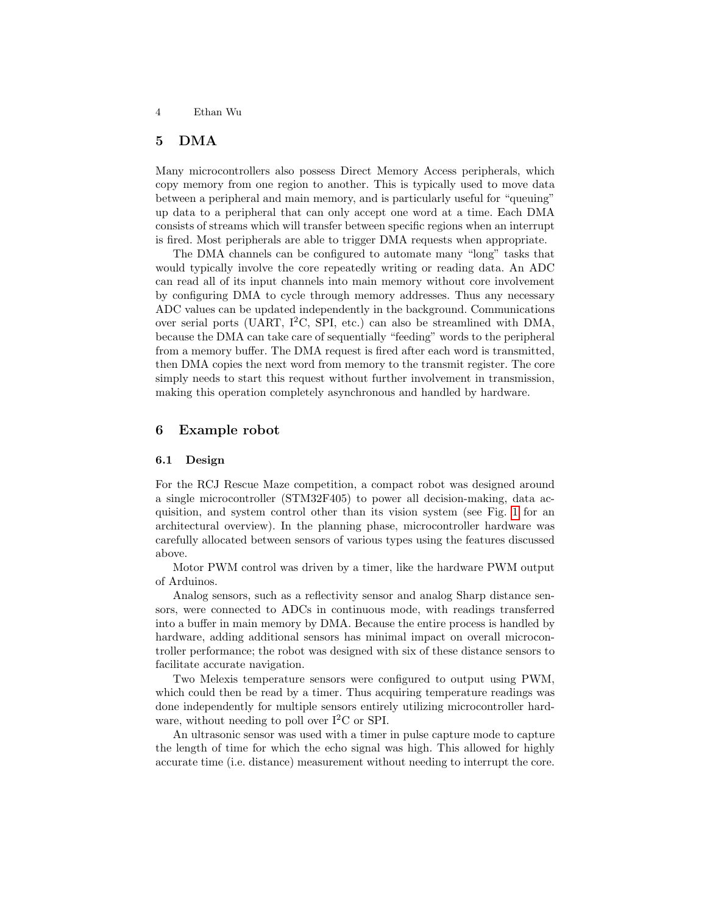## 5 DMA

Many microcontrollers also possess Direct Memory Access peripherals, which copy memory from one region to another. This is typically used to move data between a peripheral and main memory, and is particularly useful for "queuing" up data to a peripheral that can only accept one word at a time. Each DMA consists of streams which will transfer between specific regions when an interrupt is fired. Most peripherals are able to trigger DMA requests when appropriate.

The DMA channels can be configured to automate many "long" tasks that would typically involve the core repeatedly writing or reading data. An ADC can read all of its input channels into main memory without core involvement by configuring DMA to cycle through memory addresses. Thus any necessary ADC values can be updated independently in the background. Communications over serial ports (UART, $I^2C$, SPI, etc.) can also be streamlined with DMA, because the DMA can take care of sequentially "feeding" words to the peripheral from a memory buffer. The DMA request is fired after each word is transmitted, then DMA copies the next word from memory to the transmit register. The core simply needs to start this request without further involvement in transmission, making this operation completely asynchronous and handled by hardware.

## 6 Example robot

### 6.1 Design

For the RCJ Rescue Maze competition, a compact robot was designed around a single microcontroller (STM32F405) to power all decision-making, data acquisition, and system control other than its vision system (see Fig. 1 for an architectural overview). In the planning phase, microcontroller hardware was carefully allocated between sensors of various types using the features discussed above.

Motor PWM control was driven by a timer, like the hardware PWM output of Arduinos.

Analog sensors, such as a reflectivity sensor and analog Sharp distance sensors, were connected to ADCs in continuous mode, with readings transferred into a buffer in main memory by DMA. Because the entire process is handled by hardware, adding additional sensors has minimal impact on overall microcontroller performance; the robot was designed with six of these distance sensors to facilitate accurate navigation.

Two Melexis temperature sensors were configured to output using PWM, which could then be read by a timer. Thus acquiring temperature readings was done independently for multiple sensors entirely utilizing microcontroller hardware, without needing to poll over $I^2C$ or SPI.

An ultrasonic sensor was used with a timer in pulse capture mode to capture the length of time for which the echo signal was high. This allowed for highly accurate time (i.e. distance) measurement without needing to interrupt the core.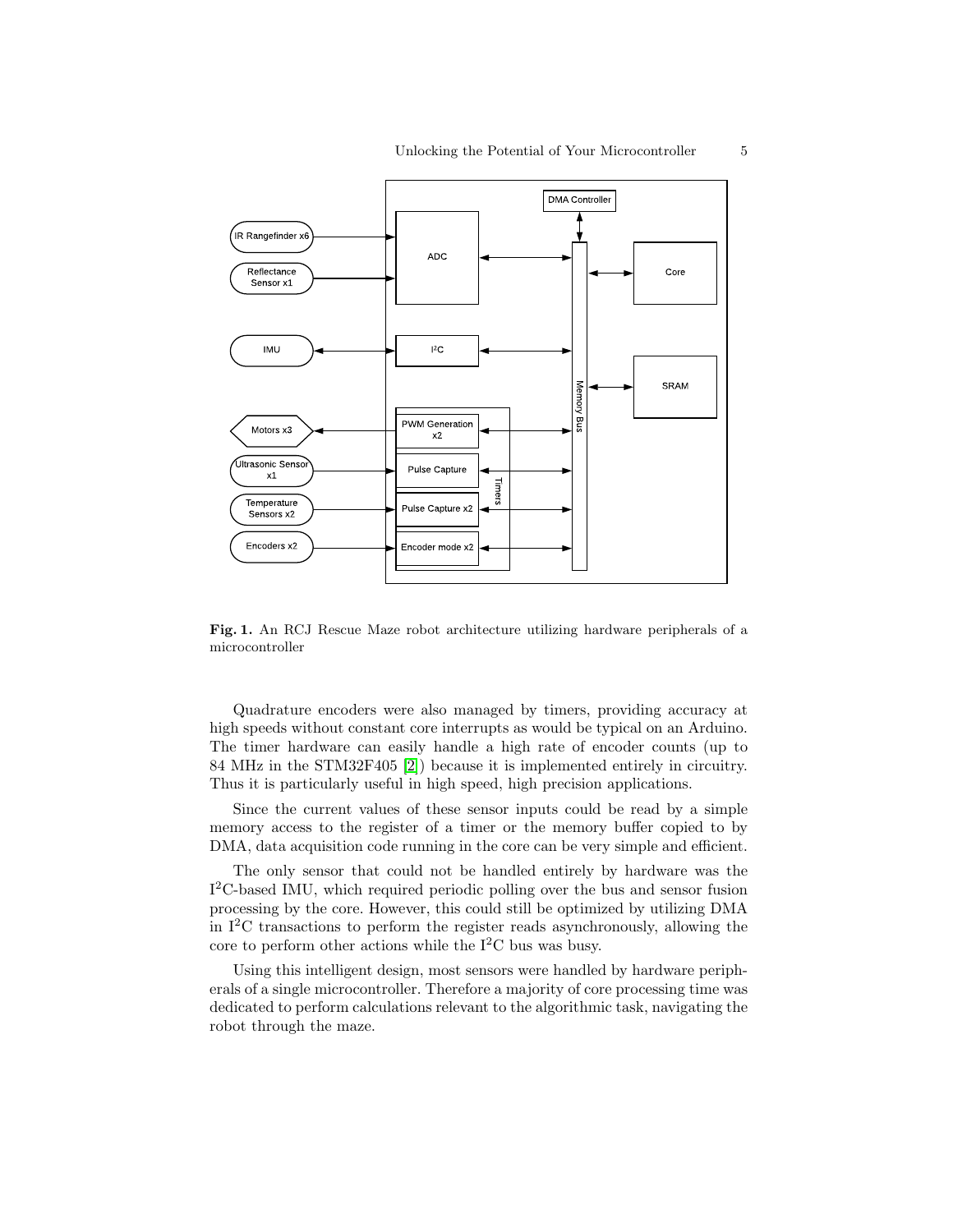Fig. 1. An RCJ Rescue Maze robot architecture utilizing hardware peripherals of a microcontroller

Quadrature encoders were also managed by timers, providing accuracy at high speeds without constant core interrupts as would be typical on an Arduino. The timer hardware can easily handle a high rate of encoder counts (up to 84 MHz in the STM32F405 [2]) because it is implemented entirely in circuitry. Thus it is particularly useful in high speed, high precision applications.

Since the current values of these sensor inputs could be read by a simple memory access to the register of a timer or the memory buffer copied to by DMA, data acquisition code running in the core can be very simple and efficient.

The only sensor that could not be handled entirely by hardware was the I$^2$C-based IMU, which required periodic polling over the bus and sensor fusion processing by the core. However, this could still be optimized by utilizing DMA in I$^2$C transactions to perform the register reads asynchronously, allowing the core to perform other actions while the I$^2$C bus was busy.

Using this intelligent design, most sensors were handled by hardware peripherals of a single microcontroller. Therefore a majority of core processing time was dedicated to perform calculations relevant to the algorithmic task, navigating the robot through the maze.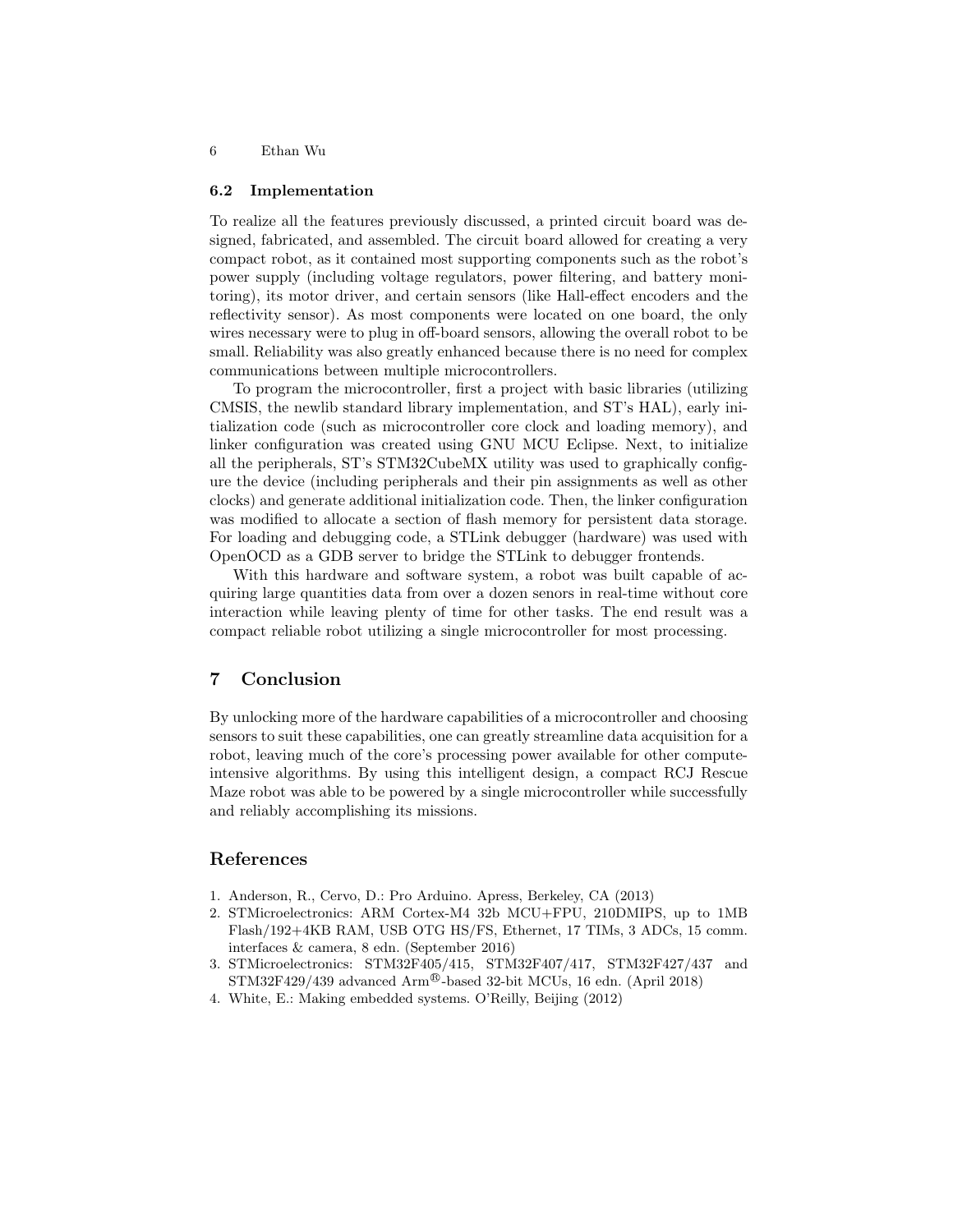### 6.2 Implementation

To realize all the features previously discussed, a printed circuit board was designed, fabricated, and assembled. The circuit board allowed for creating a very compact robot, as it contained most supporting components such as the robot's power supply (including voltage regulators, power filtering, and battery monitoring), its motor driver, and certain sensors (like Hall-effect encoders and the reflectivity sensor). As most components were located on one board, the only wires necessary were to plug in off-board sensors, allowing the overall robot to be small. Reliability was also greatly enhanced because there is no need for complex communications between multiple microcontrollers.

To program the microcontroller, first a project with basic libraries (utilizing CMSIS, the newlib standard library implementation, and ST's HAL), early initialization code (such as microcontroller core clock and loading memory), and linker configuration was created using GNU MCU Eclipse. Next, to initialize all the peripherals, ST's STM32CubeMX utility was used to graphically configure the device (including peripherals and their pin assignments as well as other clocks) and generate additional initialization code. Then, the linker configuration was modified to allocate a section of flash memory for persistent data storage. For loading and debugging code, a STLink debugger (hardware) was used with OpenOCD as a GDB server to bridge the STLink to debugger frontends.

With this hardware and software system, a robot was built capable of acquiring large quantities data from over a dozen senors in real-time without core interaction while leaving plenty of time for other tasks. The end result was a compact reliable robot utilizing a single microcontroller for most processing.

## 7 Conclusion

By unlocking more of the hardware capabilities of a microcontroller and choosing sensors to suit these capabilities, one can greatly streamline data acquisition for a robot, leaving much of the core's processing power available for other compute-intensive algorithms. By using this intelligent design, a compact RCJ Rescue Maze robot was able to be powered by a single microcontroller while successfully and reliably accomplishing its missions.

## References

1. Anderson, R., Cervo, D.: Pro Arduino. Apress, Berkeley, CA (2013)
2. STMicroelectronics: ARM Cortex-M4 32b MCU+FPU, 210DMIPS, up to 1MB Flash/192+4KB RAM, USB OTG HS/FS, Ethernet, 17 TIMs, 3 ADCs, 15 comm. interfaces & camera, 8 edn. (September 2016)
3. STMicroelectronics: STM32F405/415, STM32F407/417, STM32F427/437 and STM32F429/439 advanced Arm®-based 32-bit MCUs, 16 edn. (April 2018)
4. White, E.: Making embedded systems. O'Reilly, Beijing (2012)